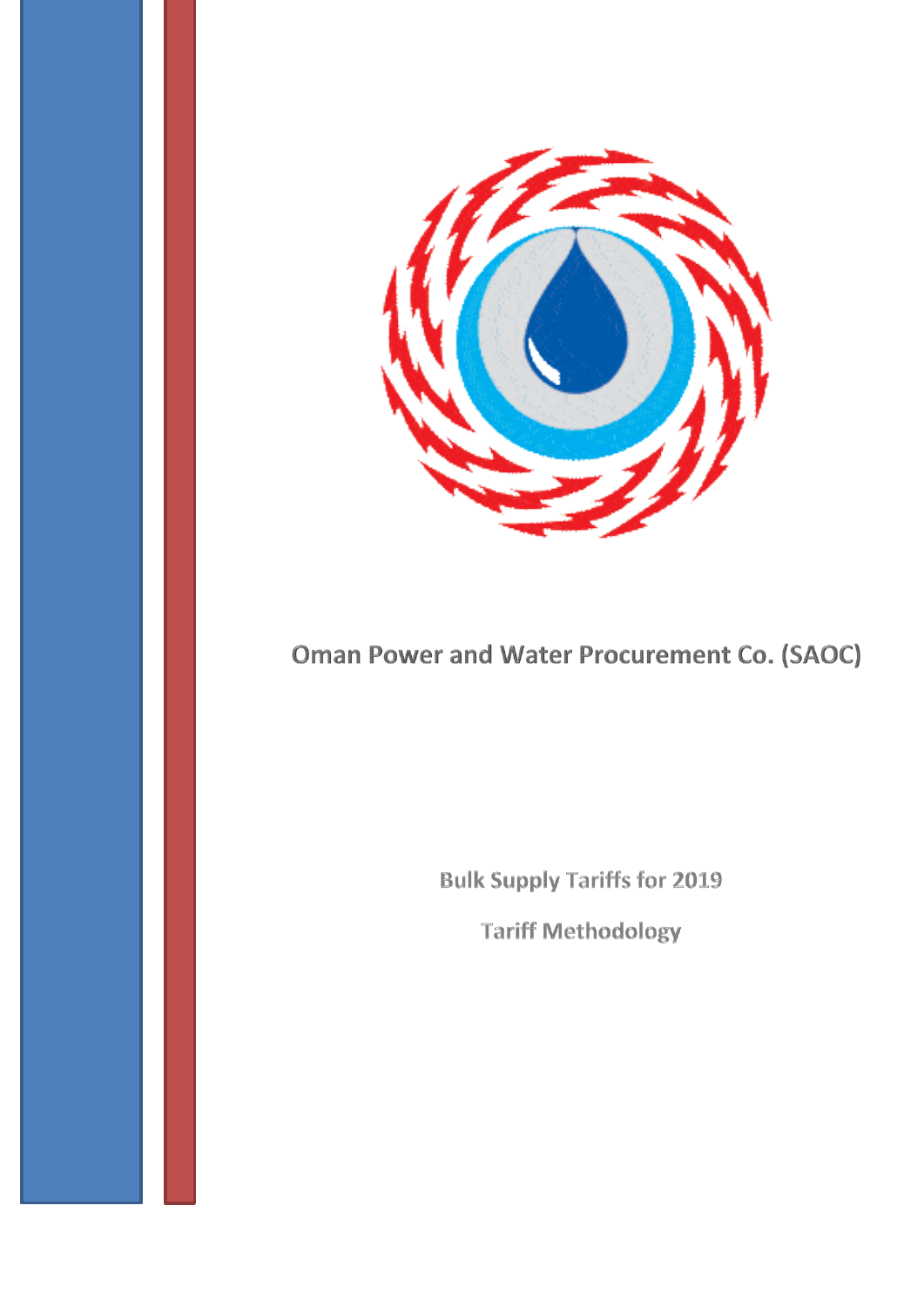# Oman Power and Water Procurement Co. (SAOC)

## Bulk Supply Tariffs for 2019

## Tariff Methodology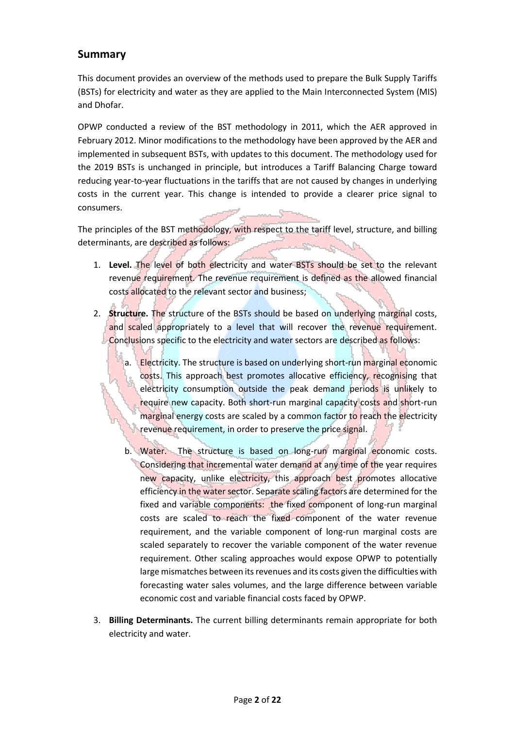## Summary

This document provides an overview of the methods used to prepare the Bulk Supply Tariffs (BSTs) for electricity and water as they are applied to the Main Interconnected System (MIS) and Dhofar.

OPWP conducted a review of the BST methodology in 2011, which the AER approved in February 2012. Minor modifications to the methodology have been approved by the AER and implemented in subsequent BSTs, with updates to this document. The methodology used for the 2019 BSTs is unchanged in principle, but introduces a Tariff Balancing Charge toward reducing year-to-year fluctuations in the tariffs that are not caused by changes in underlying costs in the current year. This change is intended to provide a clearer price signal to consumers.

The principles of the BST methodology, with respect to the tariff level, structure, and billing determinants, are described as follows:

1. **Level.** The level of both electricity and water BSTs should be set to the relevant revenue requirement. The revenue requirement is defined as the allowed financial costs allocated to the relevant sector and business;
2. **Structure.** The structure of the BSTs should be based on underlying marginal costs, and scaled appropriately to a level that will recover the revenue requirement. Conclusions specific to the electricity and water sectors are described as follows:
   a. Electricity. The structure is based on underlying short-run marginal economic costs. This approach best promotes allocative efficiency, recognising that electricity consumption outside the peak demand periods is unlikely to require new capacity. Both short-run marginal capacity costs and short-run marginal energy costs are scaled by a common factor to reach the electricity revenue requirement, in order to preserve the price signal.
   b. Water. The structure is based on long-run marginal economic costs. Considering that incremental water demand at any time of the year requires new capacity, unlike electricity, this approach best promotes allocative efficiency in the water sector. Separate scaling factors are determined for the fixed and variable components: the fixed component of long-run marginal costs are scaled to reach the fixed component of the water revenue requirement, and the variable component of long-run marginal costs are scaled separately to recover the variable component of the water revenue requirement. Other scaling approaches would expose OPWP to potentially large mismatches between its revenues and its costs given the difficulties with forecasting water sales volumes, and the large difference between variable economic cost and variable financial costs faced by OPWP.
3. **Billing Determinants.** The current billing determinants remain appropriate for both electricity and water.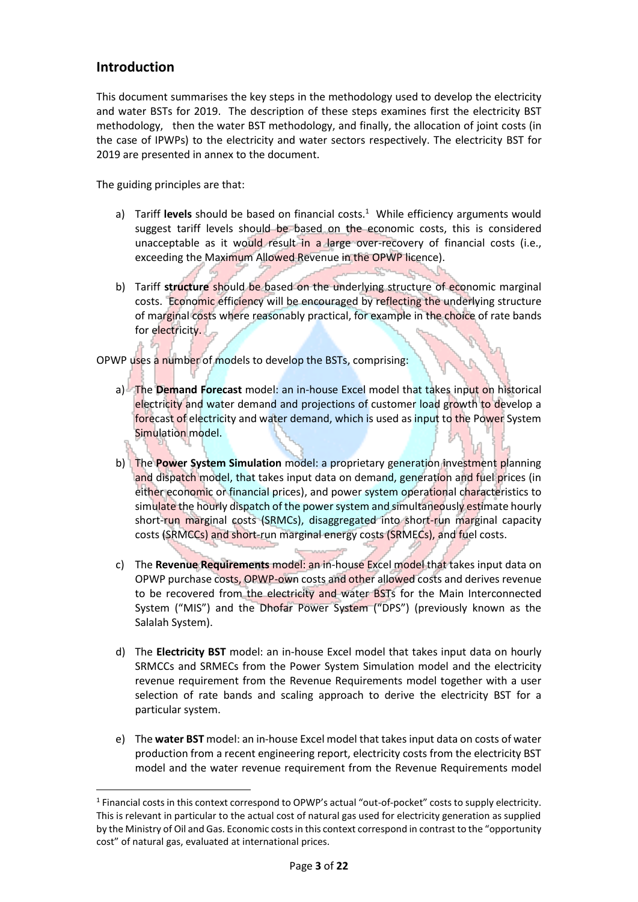## Introduction

This document summarises the key steps in the methodology used to develop the electricity and water BSTs for 2019. The description of these steps examines first the electricity BST methodology, then the water BST methodology, and finally, the allocation of joint costs (in the case of IPWPs) to the electricity and water sectors respectively. The electricity BST for 2019 are presented in annex to the document.

The guiding principles are that:

a) Tariff **levels** should be based on financial costs.[1] While efficiency arguments would suggest tariff levels should be based on the economic costs, this is considered unacceptable as it would result in a large over-recovery of financial costs (i.e., exceeding the Maximum Allowed Revenue in the OPWP licence).

b) Tariff **structure** should be based on the underlying structure of economic marginal costs. Economic efficiency will be encouraged by reflecting the underlying structure of marginal costs where reasonably practical, for example in the choice of rate bands for electricity.

OPWP uses a number of models to develop the BSTs, comprising:

a) The **Demand Forecast** model: an in-house Excel model that takes input on historical electricity and water demand and projections of customer load growth to develop a forecast of electricity and water demand, which is used as input to the Power System Simulation model.

b) The **Power System Simulation** model: a proprietary generation investment planning and dispatch model, that takes input data on demand, generation and fuel prices (in either economic or financial prices), and power system operational characteristics to simulate the hourly dispatch of the power system and simultaneously estimate hourly short-run marginal costs (SRMCs), disaggregated into short-run marginal capacity costs (SRMCCs) and short-run marginal energy costs (SRMECs), and fuel costs.

c) The **Revenue Requirements** model: an in-house Excel model that takes input data on OPWP purchase costs, OPWP-own costs and other allowed costs and derives revenue to be recovered from the electricity and water BSTs for the Main Interconnected System ("MIS") and the Dhofar Power System ("DPS") (previously known as the Salalah System).

d) The **Electricity BST** model: an in-house Excel model that takes input data on hourly SRMCCs and SRMECs from the Power System Simulation model and the electricity revenue requirement from the Revenue Requirements model together with a user selection of rate bands and scaling approach to derive the electricity BST for a particular system.

e) The **water BST** model: an in-house Excel model that takes input data on costs of water production from a recent engineering report, electricity costs from the electricity BST model and the water revenue requirement from the Revenue Requirements model

---

[1] Financial costs in this context correspond to OPWP's actual "out-of-pocket" costs to supply electricity. This is relevant in particular to the actual cost of natural gas used for electricity generation as supplied by the Ministry of Oil and Gas. Economic costs in this context correspond in contrast to the "opportunity cost" of natural gas, evaluated at international prices.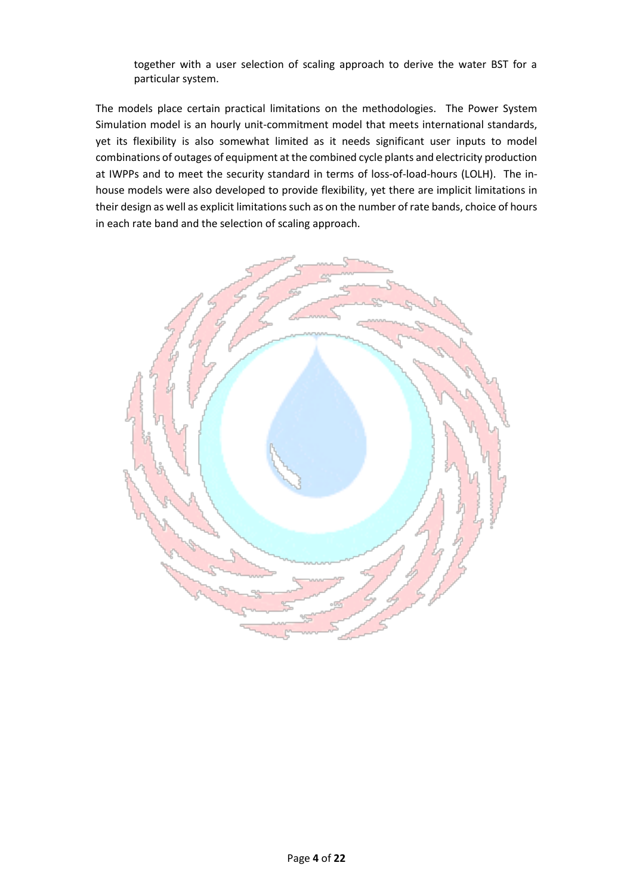together with a user selection of scaling approach to derive the water BST for a particular system.

The models place certain practical limitations on the methodologies. The Power System Simulation model is an hourly unit-commitment model that meets international standards, yet its flexibility is also somewhat limited as it needs significant user inputs to model combinations of outages of equipment at the combined cycle plants and electricity production at IWPPs and to meet the security standard in terms of loss-of-load-hours (LOLH). The in-house models were also developed to provide flexibility, yet there are implicit limitations in their design as well as explicit limitations such as on the number of rate bands, choice of hours in each rate band and the selection of scaling approach.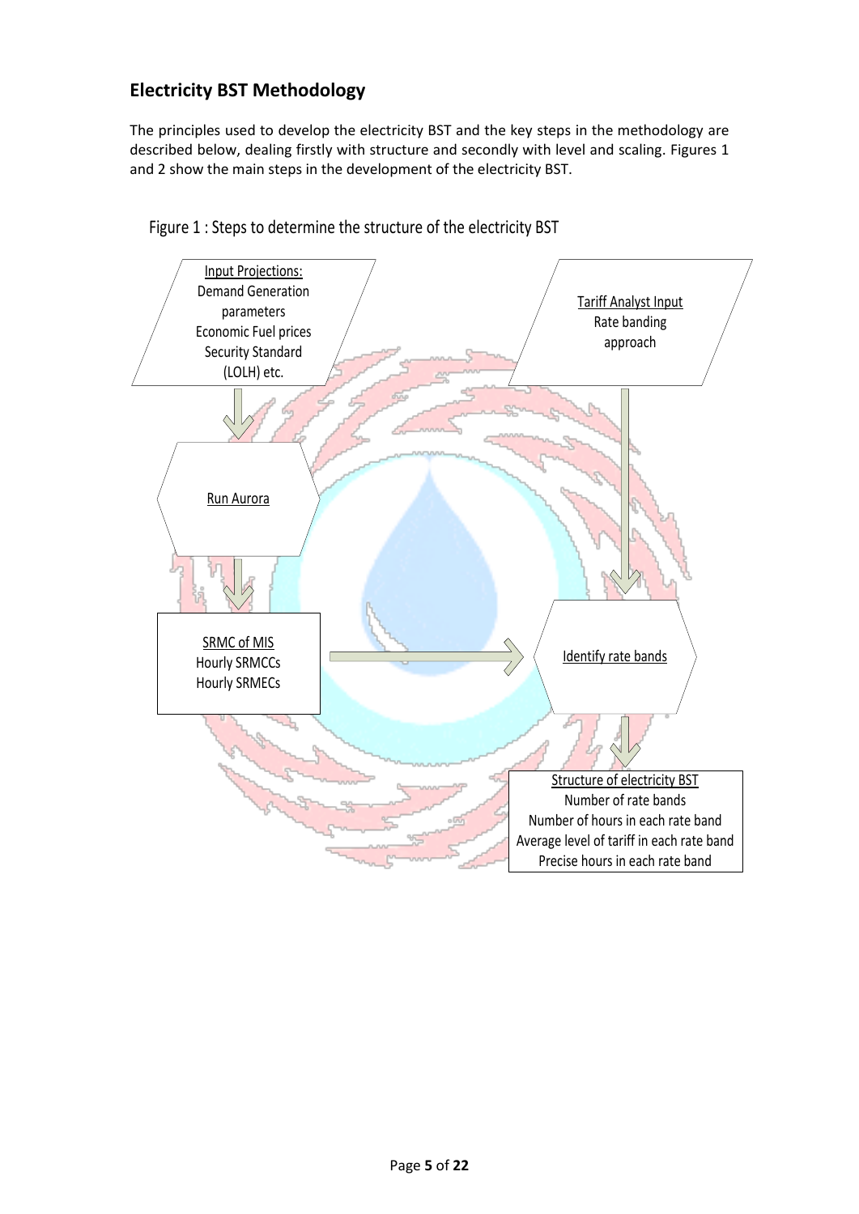## Electricity BST Methodology

The principles used to develop the electricity BST and the key steps in the methodology are described below, dealing firstly with structure and secondly with level and scaling. Figures 1 and 2 show the main steps in the development of the electricity BST.

Figure 1 : Steps to determine the structure of the electricity BST

Input Projections:
Demand Generation parameters
Economic Fuel prices
Security Standard (LOLH) etc.

Tariff Analyst Input
Rate banding approach

Run Aurora

SRMC of MIS
Hourly SRMCCs
Hourly SRMECs

Identify rate bands

Structure of electricity BST
Number of rate bands
Number of hours in each rate band
Average level of tariff in each rate band
Precise hours in each rate band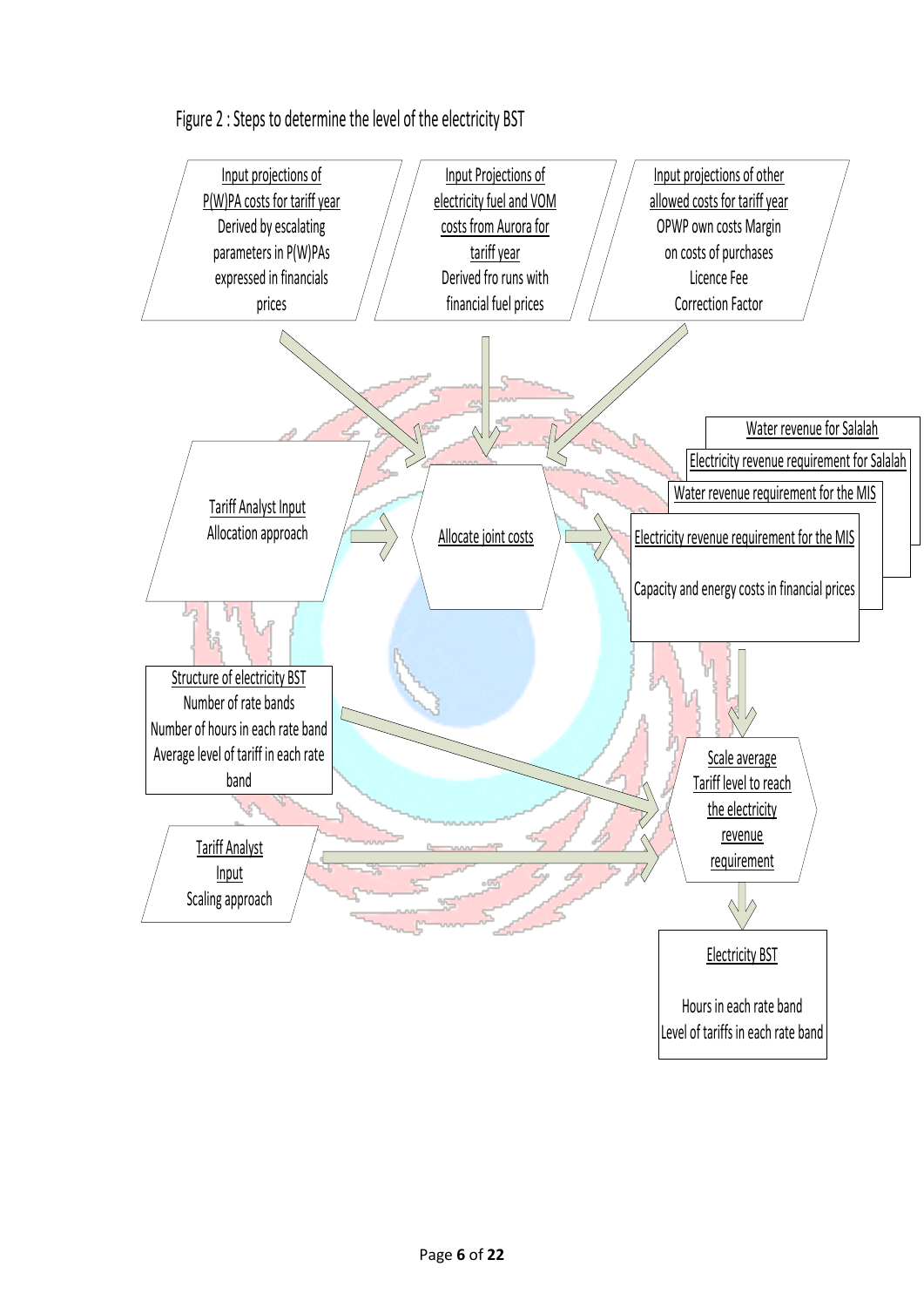Figure 2 : Steps to determine the level of the electricity BST

Input projections of P(W)PA costs for tariff year
Derived by escalating parameters in P(W)PAs expressed in financials prices

Input Projections of electricity fuel and VOM costs from Aurora for tariff year
Derived fro runs with financial fuel prices

Input projections of other allowed costs for tariff year
OPWP own costs Margin on costs of purchases
Licence Fee
Correction Factor

Tariff Analyst Input
Allocation approach

Allocate joint costs

Water revenue for Salalah

Electricity revenue requirement for Salalah

Water revenue requirement for the MIS

Electricity revenue requirement for the MIS

Capacity and energy costs in financial prices

Structure of electricity BST
Number of rate bands
Number of hours in each rate band
Average level of tariff in each rate band

Tariff Analyst Input
Scaling approach

Scale average Tariff level to reach the electricity revenue requirement

Electricity BST

Hours in each rate band
Level of tariffs in each rate band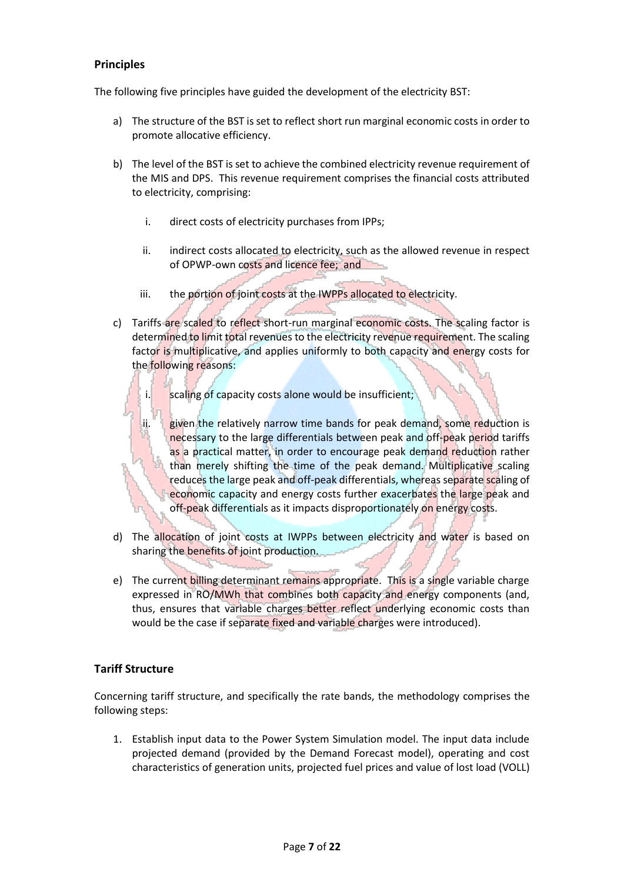## Principles

The following five principles have guided the development of the electricity BST:

a) The structure of the BST is set to reflect short run marginal economic costs in order to promote allocative efficiency.

b) The level of the BST is set to achieve the combined electricity revenue requirement of the MIS and DPS. This revenue requirement comprises the financial costs attributed to electricity, comprising:

   i. direct costs of electricity purchases from IPPs;

   ii. indirect costs allocated to electricity, such as the allowed revenue in respect of OPWP-own costs and licence fee; and

   iii. the portion of joint costs at the IWPPs allocated to electricity.

c) Tariffs are scaled to reflect short-run marginal economic costs. The scaling factor is determined to limit total revenues to the electricity revenue requirement. The scaling factor is multiplicative, and applies uniformly to both capacity and energy costs for the following reasons:

   i. scaling of capacity costs alone would be insufficient;

   ii. given the relatively narrow time bands for peak demand, some reduction is necessary to the large differentials between peak and off-peak period tariffs as a practical matter, in order to encourage peak demand reduction rather than merely shifting the time of the peak demand. Multiplicative scaling reduces the large peak and off-peak differentials, whereas separate scaling of economic capacity and energy costs further exacerbates the large peak and off-peak differentials as it impacts disproportionately on energy costs.

d) The allocation of joint costs at IWPPs between electricity and water is based on sharing the benefits of joint production.

e) The current billing determinant remains appropriate. This is a single variable charge expressed in RO/MWh that combines both capacity and energy components (and, thus, ensures that variable charges better reflect underlying economic costs than would be the case if separate fixed and variable charges were introduced).

## Tariff Structure

Concerning tariff structure, and specifically the rate bands, the methodology comprises the following steps:

1. Establish input data to the Power System Simulation model. The input data include projected demand (provided by the Demand Forecast model), operating and cost characteristics of generation units, projected fuel prices and value of lost load (VOLL)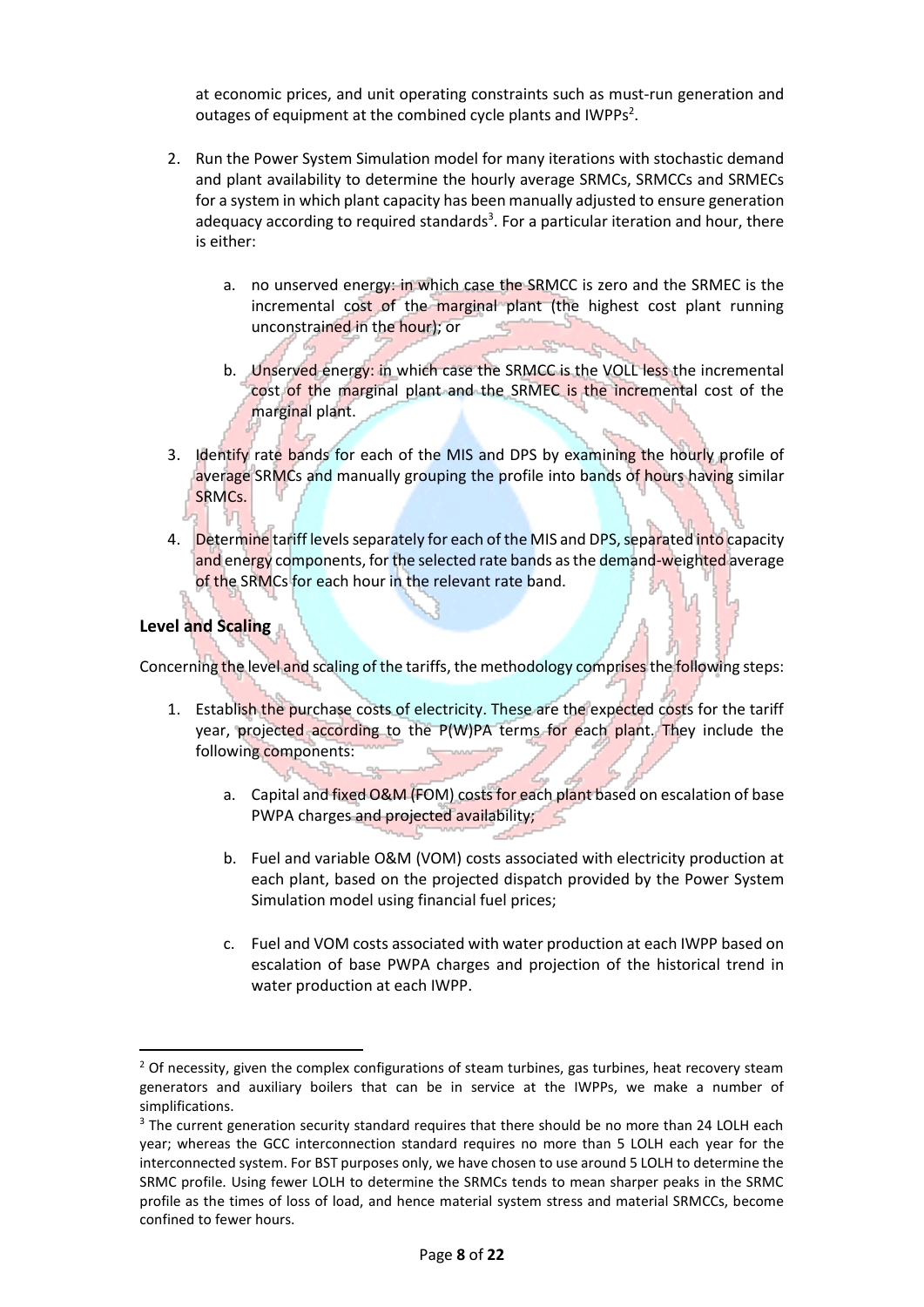at economic prices, and unit operating constraints such as must-run generation and outages of equipment at the combined cycle plants and IWPPs[2].

2. Run the Power System Simulation model for many iterations with stochastic demand and plant availability to determine the hourly average SRMCs, SRMCCs and SRMECs for a system in which plant capacity has been manually adjusted to ensure generation adequacy according to required standards[3]. For a particular iteration and hour, there is either:

    a. no unserved energy: in which case the SRMCC is zero and the SRMEC is the incremental cost of the marginal plant (the highest cost plant running unconstrained in the hour); or

    b. Unserved energy: in which case the SRMCC is the VOLL less the incremental cost of the marginal plant and the SRMEC is the incremental cost of the marginal plant.

3. Identify rate bands for each of the MIS and DPS by examining the hourly profile of average SRMCs and manually grouping the profile into bands of hours having similar SRMCs.

4. Determine tariff levels separately for each of the MIS and DPS, separated into capacity and energy components, for the selected rate bands as the demand-weighted average of the SRMCs for each hour in the relevant rate band.

### Level and Scaling

Concerning the level and scaling of the tariffs, the methodology comprises the following steps:

1. Establish the purchase costs of electricity. These are the expected costs for the tariff year, projected according to the P(W)PA terms for each plant. They include the following components:

    a. Capital and fixed O&M (FOM) costs for each plant based on escalation of base PWPA charges and projected availability;

    b. Fuel and variable O&M (VOM) costs associated with electricity production at each plant, based on the projected dispatch provided by the Power System Simulation model using financial fuel prices;

    c. Fuel and VOM costs associated with water production at each IWPP based on escalation of base PWPA charges and projection of the historical trend in water production at each IWPP.

---

[2] Of necessity, given the complex configurations of steam turbines, gas turbines, heat recovery steam generators and auxiliary boilers that can be in service at the IWPPs, we make a number of simplifications.

[3] The current generation security standard requires that there should be no more than 24 LOLH each year; whereas the GCC interconnection standard requires no more than 5 LOLH each year for the interconnected system. For BST purposes only, we have chosen to use around 5 LOLH to determine the SRMC profile. Using fewer LOLH to determine the SRMCs tends to mean sharper peaks in the SRMC profile as the times of loss of load, and hence material system stress and material SRMCCs, become confined to fewer hours.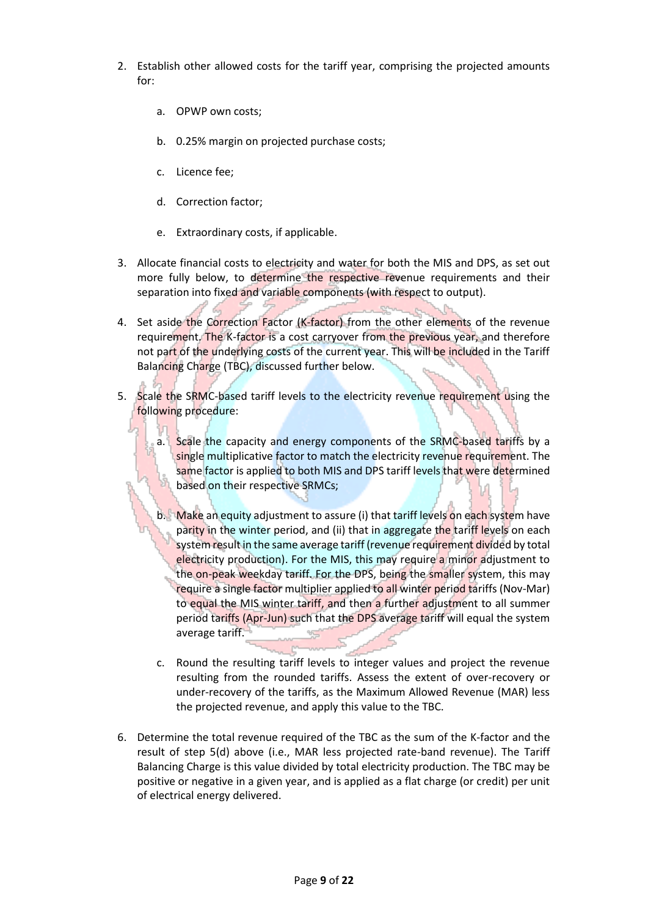2. Establish other allowed costs for the tariff year, comprising the projected amounts for:

    a. OPWP own costs;

    b. 0.25% margin on projected purchase costs;

    c. Licence fee;

    d. Correction factor;

    e. Extraordinary costs, if applicable.

3. Allocate financial costs to electricity and water for both the MIS and DPS, as set out more fully below, to determine the respective revenue requirements and their separation into fixed and variable components (with respect to output).

4. Set aside the Correction Factor (K-factor) from the other elements of the revenue requirement. The K-factor is a cost carryover from the previous year, and therefore not part of the underlying costs of the current year. This will be included in the Tariff Balancing Charge (TBC), discussed further below.

5. Scale the SRMC-based tariff levels to the electricity revenue requirement using the following procedure:

    a. Scale the capacity and energy components of the SRMC-based tariffs by a single multiplicative factor to match the electricity revenue requirement. The same factor is applied to both MIS and DPS tariff levels that were determined based on their respective SRMCs;

    b. Make an equity adjustment to assure (i) that tariff levels on each system have parity in the winter period, and (ii) that in aggregate the tariff levels on each system result in the same average tariff (revenue requirement divided by total electricity production). For the MIS, this may require a minor adjustment to the on-peak weekday tariff. For the DPS, being the smaller system, this may require a single factor multiplier applied to all winter period tariffs (Nov-Mar) to equal the MIS winter tariff, and then a further adjustment to all summer period tariffs (Apr-Jun) such that the DPS average tariff will equal the system average tariff.

    c. Round the resulting tariff levels to integer values and project the revenue resulting from the rounded tariffs. Assess the extent of over-recovery or under-recovery of the tariffs, as the Maximum Allowed Revenue (MAR) less the projected revenue, and apply this value to the TBC.

6. Determine the total revenue required of the TBC as the sum of the K-factor and the result of step 5(d) above (i.e., MAR less projected rate-band revenue). The Tariff Balancing Charge is this value divided by total electricity production. The TBC may be positive or negative in a given year, and is applied as a flat charge (or credit) per unit of electrical energy delivered.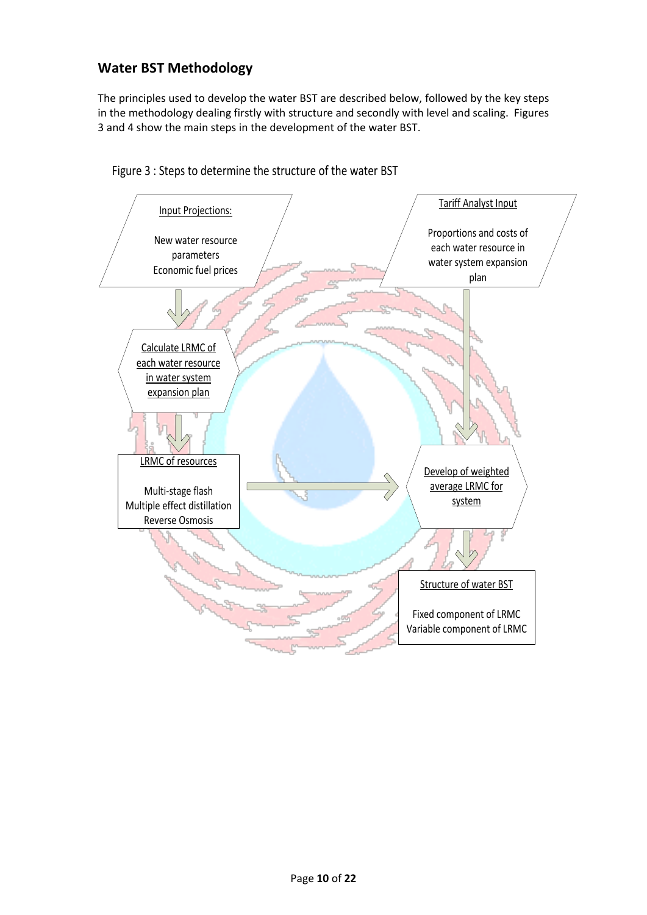## Water BST Methodology

The principles used to develop the water BST are described below, followed by the key steps in the methodology dealing firstly with structure and secondly with level and scaling. Figures 3 and 4 show the main steps in the development of the water BST.

Figure 3 : Steps to determine the structure of the water BST

Input Projections:

New water resource parameters
Economic fuel prices

Tariff Analyst Input

Proportions and costs of each water resource in water system expansion plan

Calculate LRMC of each water resource in water system expansion plan

LRMC of resources

Multi-stage flash
Multiple effect distillation
Reverse Osmosis

Develop of weighted average LRMC for system

Structure of water BST

Fixed component of LRMC
Variable component of LRMC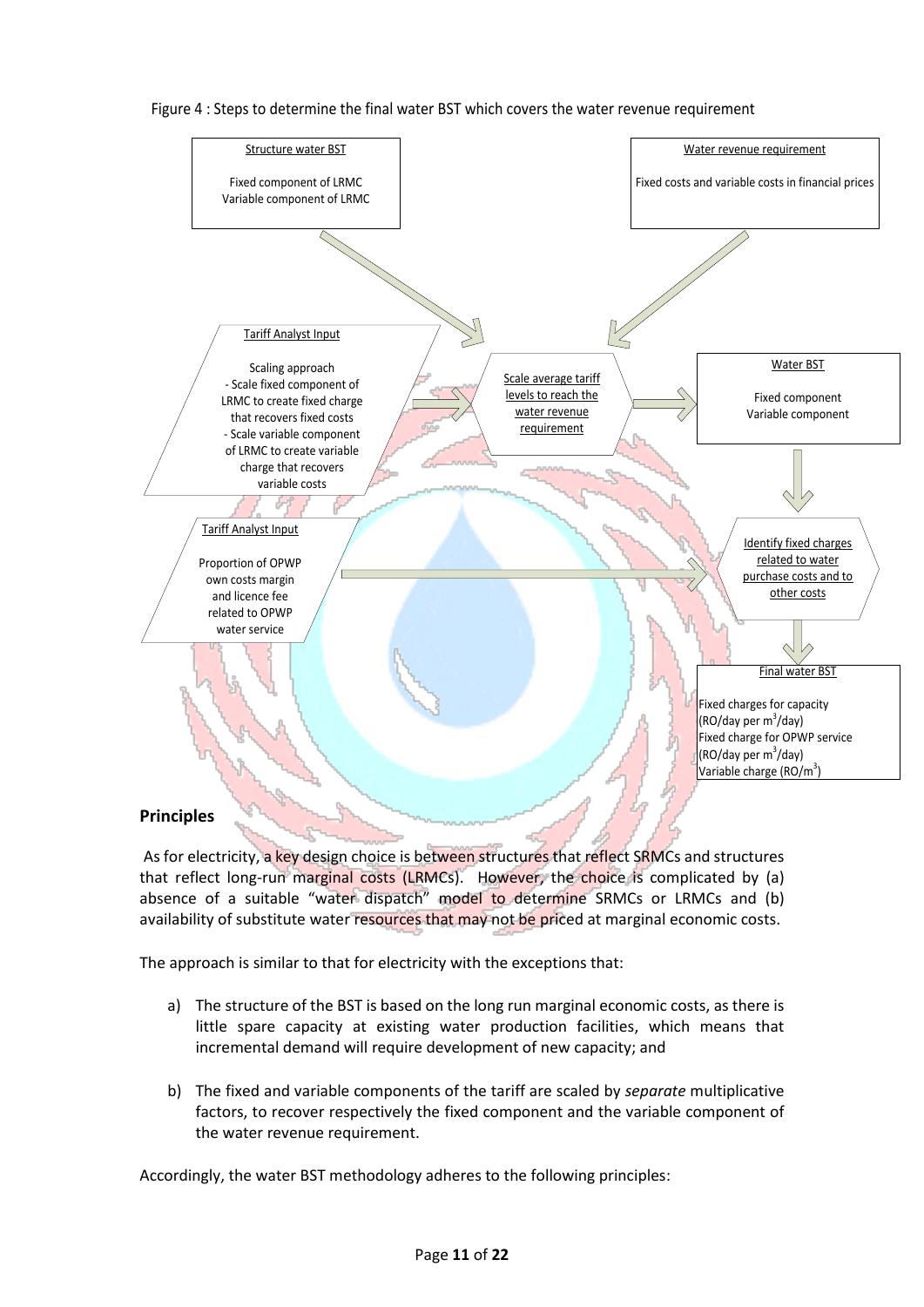Figure 4 : Steps to determine the final water BST which covers the water revenue requirement

Structure water BST

Fixed component of LRMC
Variable component of LRMC

Water revenue requirement

Fixed costs and variable costs in financial prices

Tariff Analyst Input

Scaling approach
- Scale fixed component of LRMC to create fixed charge that recovers fixed costs
- Scale variable component of LRMC to create variable charge that recovers variable costs

Scale average tariff levels to reach the water revenue requirement

Water BST

Fixed component
Variable component

Tariff Analyst Input

Proportion of OPWP own costs margin and licence fee related to OPWP water service

Identify fixed charges related to water purchase costs and to other costs

Final water BST

Fixed charges for capacity (RO/day per $m^3$/day)
Fixed charge for OPWP service (RO/day per $m^3$/day)
Variable charge (RO/$m^3$)

## Principles

As for electricity, a key design choice is between structures that reflect SRMCs and structures that reflect long-run marginal costs (LRMCs). However, the choice is complicated by (a) absence of a suitable "water dispatch" model to determine SRMCs or LRMCs and (b) availability of substitute water resources that may not be priced at marginal economic costs.

The approach is similar to that for electricity with the exceptions that:

a) The structure of the BST is based on the long run marginal economic costs, as there is little spare capacity at existing water production facilities, which means that incremental demand will require development of new capacity; and

b) The fixed and variable components of the tariff are scaled by *separate* multiplicative factors, to recover respectively the fixed component and the variable component of the water revenue requirement.

Accordingly, the water BST methodology adheres to the following principles: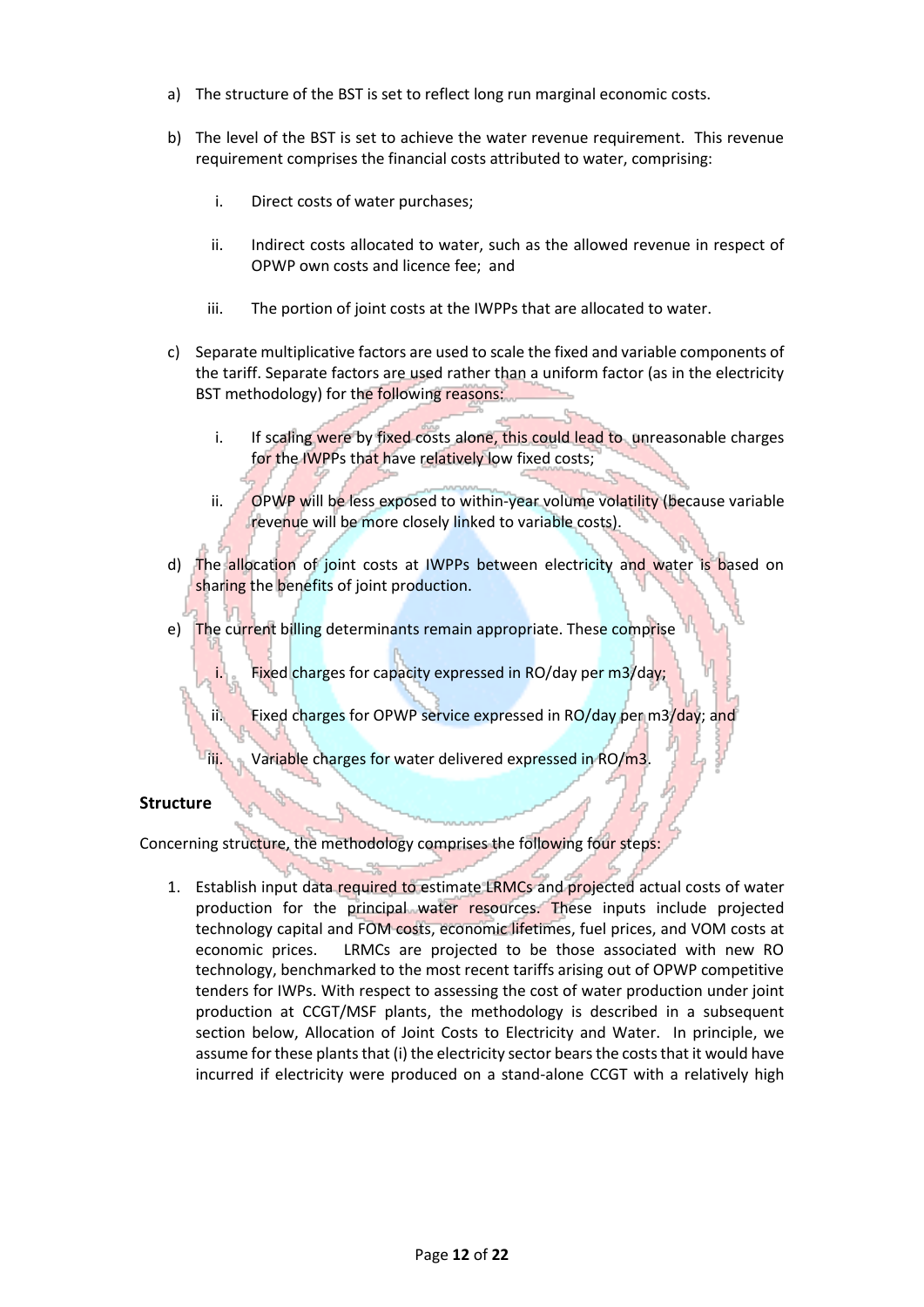a) The structure of the BST is set to reflect long run marginal economic costs.

b) The level of the BST is set to achieve the water revenue requirement. This revenue requirement comprises the financial costs attributed to water, comprising:

   i. Direct costs of water purchases;

   ii. Indirect costs allocated to water, such as the allowed revenue in respect of OPWP own costs and licence fee; and

   iii. The portion of joint costs at the IWPPs that are allocated to water.

c) Separate multiplicative factors are used to scale the fixed and variable components of the tariff. Separate factors are used rather than a uniform factor (as in the electricity BST methodology) for the following reasons:

   i. If scaling were by fixed costs alone, this could lead to unreasonable charges for the IWPPs that have relatively low fixed costs;

   ii. OPWP will be less exposed to within-year volume volatility (because variable revenue will be more closely linked to variable costs).

d) The allocation of joint costs at IWPPs between electricity and water is based on sharing the benefits of joint production.

e) The current billing determinants remain appropriate. These comprise

   i. Fixed charges for capacity expressed in RO/day per m3/day;

   ii. Fixed charges for OPWP service expressed in RO/day per m3/day; and

   iii. Variable charges for water delivered expressed in RO/m3.

### Structure

Concerning structure, the methodology comprises the following four steps:

1. Establish input data required to estimate LRMCs and projected actual costs of water production for the principal water resources. These inputs include projected technology capital and FOM costs, economic lifetimes, fuel prices, and VOM costs at economic prices. LRMCs are projected to be those associated with new RO technology, benchmarked to the most recent tariffs arising out of OPWP competitive tenders for IWPs. With respect to assessing the cost of water production under joint production at CCGT/MSF plants, the methodology is described in a subsequent section below, Allocation of Joint Costs to Electricity and Water. In principle, we assume for these plants that (i) the electricity sector bears the costs that it would have incurred if electricity were produced on a stand-alone CCGT with a relatively high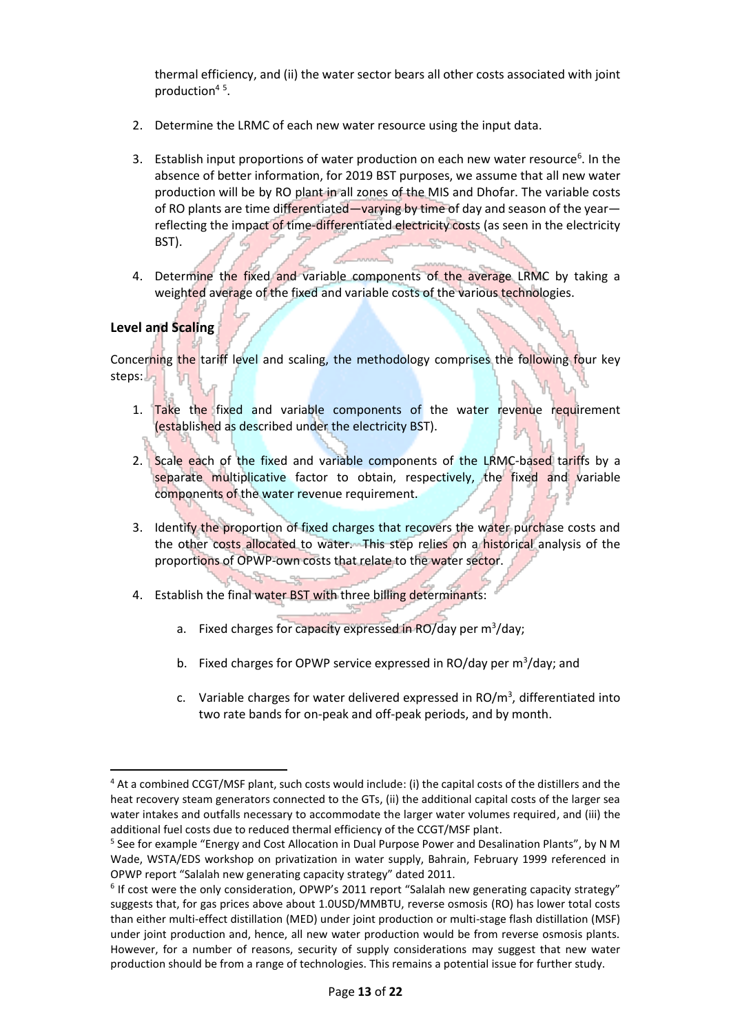thermal efficiency, and (ii) the water sector bears all other costs associated with joint production[4] [5].

2. Determine the LRMC of each new water resource using the input data.

3. Establish input proportions of water production on each new water resource[6]. In the absence of better information, for 2019 BST purposes, we assume that all new water production will be by RO plant in all zones of the MIS and Dhofar. The variable costs of RO plants are time differentiated—varying by time of day and season of the year—reflecting the impact of time-differentiated electricity costs (as seen in the electricity BST).

4. Determine the fixed and variable components of the average LRMC by taking a weighted average of the fixed and variable costs of the various technologies.

### Level and Scaling

Concerning the tariff level and scaling, the methodology comprises the following four key steps:

1. Take the fixed and variable components of the water revenue requirement (established as described under the electricity BST).

2. Scale each of the fixed and variable components of the LRMC-based tariffs by a separate multiplicative factor to obtain, respectively, the fixed and variable components of the water revenue requirement.

3. Identify the proportion of fixed charges that recovers the water purchase costs and the other costs allocated to water. This step relies on a historical analysis of the proportions of OPWP-own costs that relate to the water sector.

4. Establish the final water BST with three billing determinants:

    a. Fixed charges for capacity expressed in RO/day per $m^3$/day;

    b. Fixed charges for OPWP service expressed in RO/day per $m^3$/day; and

    c. Variable charges for water delivered expressed in RO/$m^3$, differentiated into two rate bands for on-peak and off-peak periods, and by month.

---

[4] At a combined CCGT/MSF plant, such costs would include: (i) the capital costs of the distillers and the heat recovery steam generators connected to the GTs, (ii) the additional capital costs of the larger sea water intakes and outfalls necessary to accommodate the larger water volumes required, and (iii) the additional fuel costs due to reduced thermal efficiency of the CCGT/MSF plant.

[5] See for example "Energy and Cost Allocation in Dual Purpose Power and Desalination Plants", by N M Wade, WSTA/EDS workshop on privatization in water supply, Bahrain, February 1999 referenced in OPWP report "Salalah new generating capacity strategy" dated 2011.

[6] If cost were the only consideration, OPWP's 2011 report "Salalah new generating capacity strategy" suggests that, for gas prices above about 1.0USD/MMBTU, reverse osmosis (RO) has lower total costs than either multi-effect distillation (MED) under joint production or multi-stage flash distillation (MSF) under joint production and, hence, all new water production would be from reverse osmosis plants. However, for a number of reasons, security of supply considerations may suggest that new water production should be from a range of technologies. This remains a potential issue for further study.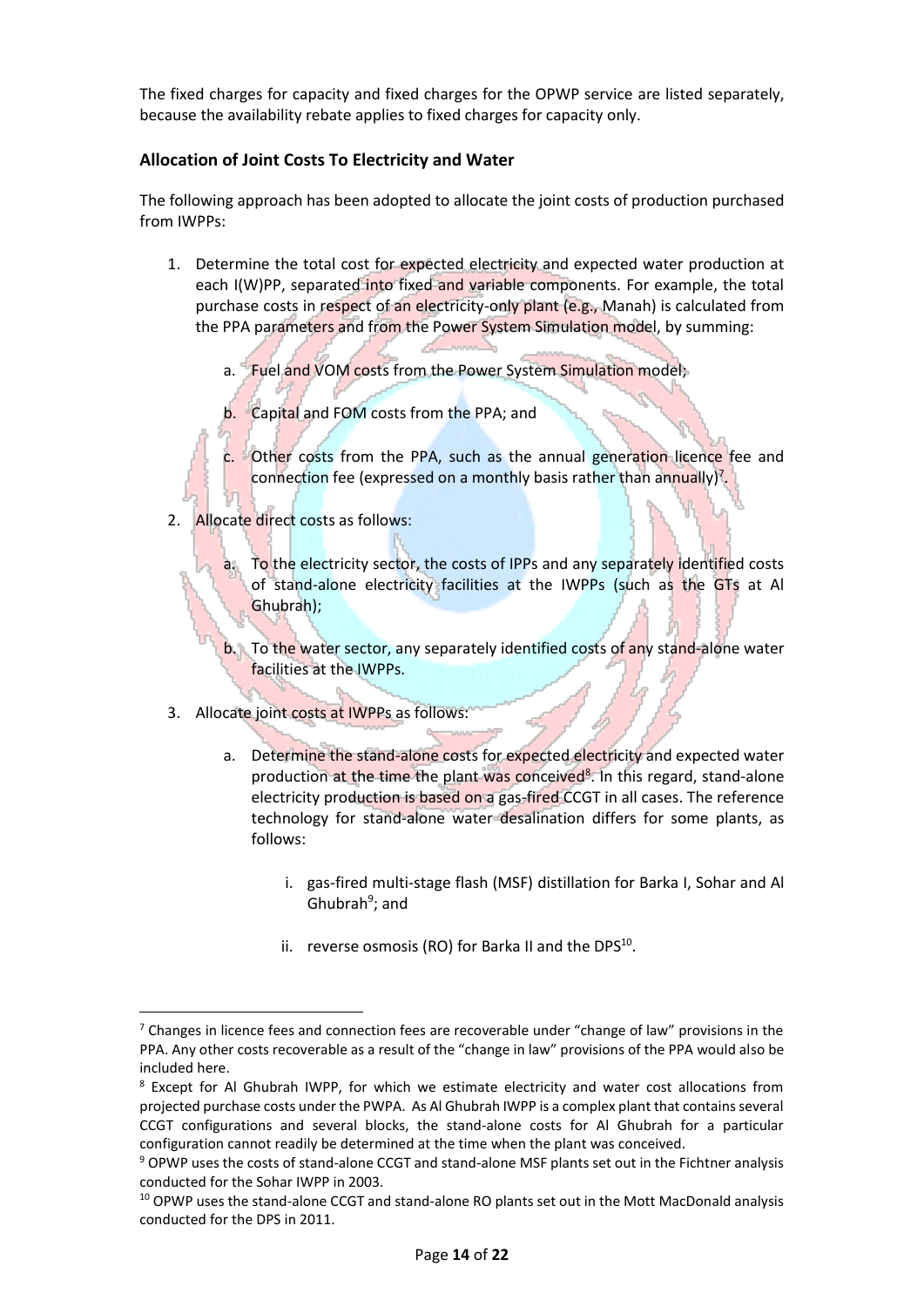The fixed charges for capacity and fixed charges for the OPWP service are listed separately, because the availability rebate applies to fixed charges for capacity only.

### Allocation of Joint Costs To Electricity and Water

The following approach has been adopted to allocate the joint costs of production purchased from IWPPs:

1. Determine the total cost for expected electricity and expected water production at each I(W)PP, separated into fixed and variable components. For example, the total purchase costs in respect of an electricity-only plant (e.g., Manah) is calculated from the PPA parameters and from the Power System Simulation model, by summing:

    a. Fuel and VOM costs from the Power System Simulation model;

    b. Capital and FOM costs from the PPA; and

    c. Other costs from the PPA, such as the annual generation licence fee and connection fee (expressed on a monthly basis rather than annually)[7].

2. Allocate direct costs as follows:

    a. To the electricity sector, the costs of IPPs and any separately identified costs of stand-alone electricity facilities at the IWPPs (such as the GTs at Al Ghubrah);

    b. To the water sector, any separately identified costs of any stand-alone water facilities at the IWPPs.

3. Allocate joint costs at IWPPs as follows:

    a. Determine the stand-alone costs for expected electricity and expected water production at the time the plant was conceived[8]. In this regard, stand-alone electricity production is based on a gas-fired CCGT in all cases. The reference technology for stand-alone water desalination differs for some plants, as follows:

        i. gas-fired multi-stage flash (MSF) distillation for Barka I, Sohar and Al Ghubrah[9]; and

        ii. reverse osmosis (RO) for Barka II and the DPS[10].

---

[7] Changes in licence fees and connection fees are recoverable under "change of law" provisions in the PPA. Any other costs recoverable as a result of the "change in law" provisions of the PPA would also be included here.

[8] Except for Al Ghubrah IWPP, for which we estimate electricity and water cost allocations from projected purchase costs under the PWPA. As Al Ghubrah IWPP is a complex plant that contains several CCGT configurations and several blocks, the stand-alone costs for Al Ghubrah for a particular configuration cannot readily be determined at the time when the plant was conceived.

[9] OPWP uses the costs of stand-alone CCGT and stand-alone MSF plants set out in the Fichtner analysis conducted for the Sohar IWPP in 2003.

[10] OPWP uses the stand-alone CCGT and stand-alone RO plants set out in the Mott MacDonald analysis conducted for the DPS in 2011.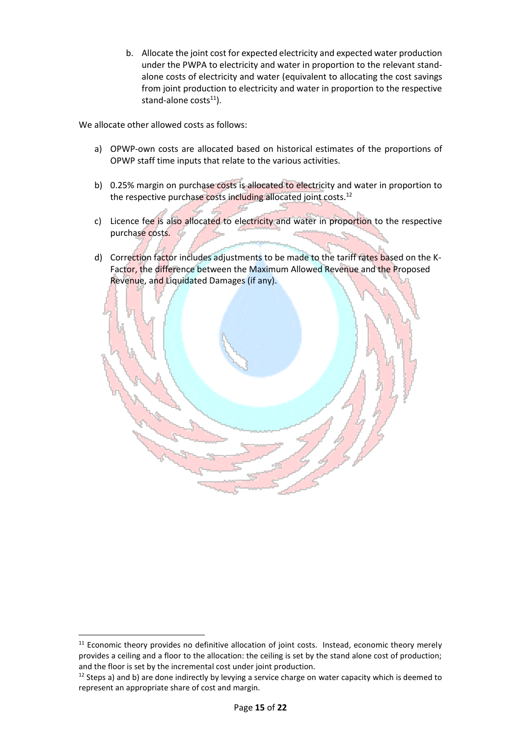b. Allocate the joint cost for expected electricity and expected water production under the PWPA to electricity and water in proportion to the relevant stand-alone costs of electricity and water (equivalent to allocating the cost savings from joint production to electricity and water in proportion to the respective stand-alone costs[11]).

We allocate other allowed costs as follows:

a) OPWP-own costs are allocated based on historical estimates of the proportions of OPWP staff time inputs that relate to the various activities.

b) 0.25% margin on purchase costs is allocated to electricity and water in proportion to the respective purchase costs including allocated joint costs.[12]

c) Licence fee is also allocated to electricity and water in proportion to the respective purchase costs.

d) Correction factor includes adjustments to be made to the tariff rates based on the K-Factor, the difference between the Maximum Allowed Revenue and the Proposed Revenue, and Liquidated Damages (if any).

---

[11] Economic theory provides no definitive allocation of joint costs. Instead, economic theory merely provides a ceiling and a floor to the allocation: the ceiling is set by the stand alone cost of production; and the floor is set by the incremental cost under joint production.

[12] Steps a) and b) are done indirectly by levying a service charge on water capacity which is deemed to represent an appropriate share of cost and margin.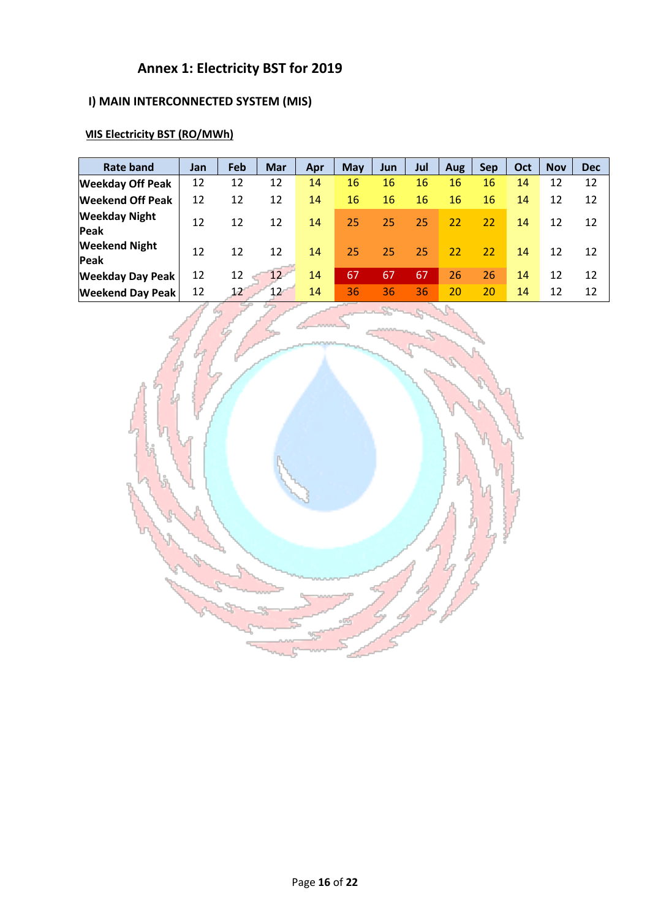# Annex 1: Electricity BST for 2019

## I) MAIN INTERCONNECTED SYSTEM (MIS)

### MIS Electricity BST (RO/MWh)

| Rate band | Jan | Feb | Mar | Apr | May | Jun | Jul | Aug | Sep | Oct | Nov | Dec |
|---|---|---|---|---|---|---|---|---|---|---|---|---|
| Weekday Off Peak | 12 | 12 | 12 | 14 | 16 | 16 | 16 | 16 | 16 | 14 | 12 | 12 |
| Weekend Off Peak | 12 | 12 | 12 | 14 | 16 | 16 | 16 | 16 | 16 | 14 | 12 | 12 |
| Weekday Night Peak | 12 | 12 | 12 | 14 | 25 | 25 | 25 | 22 | 22 | 14 | 12 | 12 |
| Weekend Night Peak | 12 | 12 | 12 | 14 | 25 | 25 | 25 | 22 | 22 | 14 | 12 | 12 |
| Weekday Day Peak | 12 | 12 | 12 | 14 | 67 | 67 | 67 | 26 | 26 | 14 | 12 | 12 |
| Weekend Day Peak | 12 | 12 | 12 | 14 | 36 | 36 | 36 | 20 | 20 | 14 | 12 | 12 |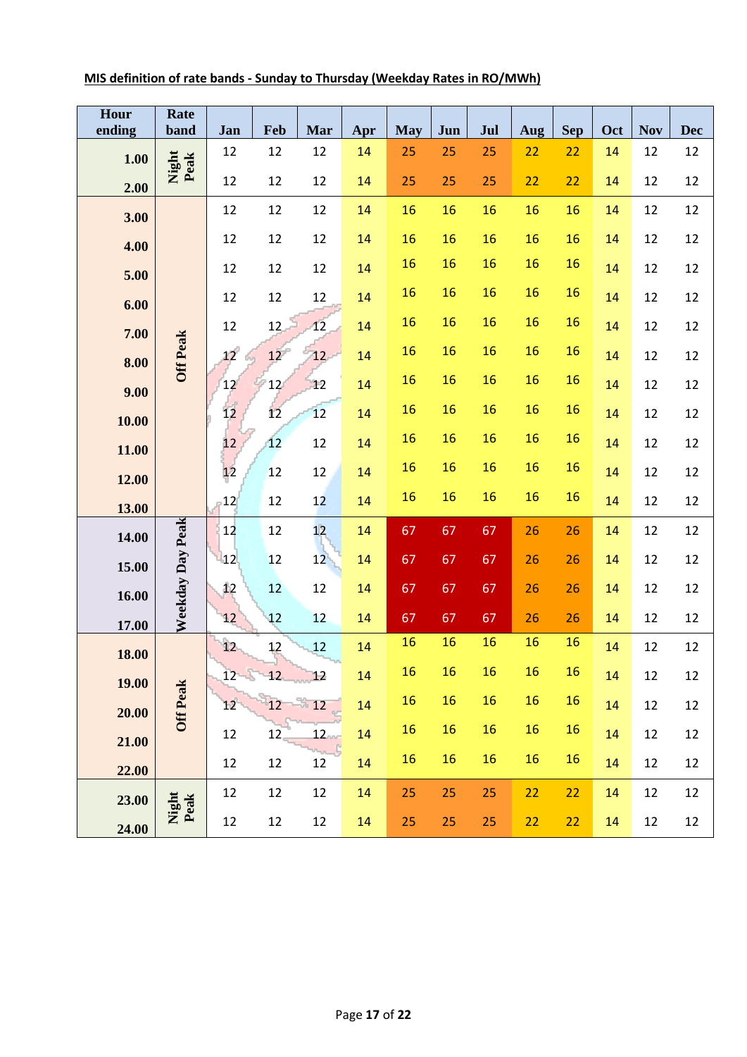**MIS definition of rate bands - Sunday to Thursday (Weekday Rates in RO/MWh)**

| Hour ending | Rate band | Jan | Feb | Mar | Apr | May | Jun | Jul | Aug | Sep | Oct | Nov | Dec |
|---|---|---|---|---|---|---|---|---|---|---|---|---|---|
| 1.00 | Night Peak | 12 | 12 | 12 | 14 | 25 | 25 | 25 | 22 | 22 | 14 | 12 | 12 |
| 2.00 | | 12 | 12 | 12 | 14 | 25 | 25 | 25 | 22 | 22 | 14 | 12 | 12 |
| 3.00 | Off Peak | 12 | 12 | 12 | 14 | 16 | 16 | 16 | 16 | 16 | 14 | 12 | 12 |
| 4.00 | | 12 | 12 | 12 | 14 | 16 | 16 | 16 | 16 | 16 | 14 | 12 | 12 |
| 5.00 | | 12 | 12 | 12 | 14 | 16 | 16 | 16 | 16 | 16 | 14 | 12 | 12 |
| 6.00 | | 12 | 12 | 12 | 14 | 16 | 16 | 16 | 16 | 16 | 14 | 12 | 12 |
| 7.00 | | 12 | 12 | 12 | 14 | 16 | 16 | 16 | 16 | 16 | 14 | 12 | 12 |
| 8.00 | | 12 | 12 | 12 | 14 | 16 | 16 | 16 | 16 | 16 | 14 | 12 | 12 |
| 9.00 | | 12 | 12 | 12 | 14 | 16 | 16 | 16 | 16 | 16 | 14 | 12 | 12 |
| 10.00 | | 12 | 12 | 12 | 14 | 16 | 16 | 16 | 16 | 16 | 14 | 12 | 12 |
| 11.00 | | 12 | 12 | 12 | 14 | 16 | 16 | 16 | 16 | 16 | 14 | 12 | 12 |
| 12.00 | | 12 | 12 | 12 | 14 | 16 | 16 | 16 | 16 | 16 | 14 | 12 | 12 |
| 13.00 | | 12 | 12 | 12 | 14 | 16 | 16 | 16 | 16 | 16 | 14 | 12 | 12 |
| 14.00 | Weekday Day Peak | 12 | 12 | 12 | 14 | 67 | 67 | 67 | 26 | 26 | 14 | 12 | 12 |
| 15.00 | | 12 | 12 | 12 | 14 | 67 | 67 | 67 | 26 | 26 | 14 | 12 | 12 |
| 16.00 | | 12 | 12 | 12 | 14 | 67 | 67 | 67 | 26 | 26 | 14 | 12 | 12 |
| 17.00 | | 12 | 12 | 12 | 14 | 67 | 67 | 67 | 26 | 26 | 14 | 12 | 12 |
| 18.00 | Off Peak | 12 | 12 | 12 | 14 | 16 | 16 | 16 | 16 | 16 | 14 | 12 | 12 |
| 19.00 | | 12 | 12 | 12 | 14 | 16 | 16 | 16 | 16 | 16 | 14 | 12 | 12 |
| 20.00 | | 12 | 12 | 12 | 14 | 16 | 16 | 16 | 16 | 16 | 14 | 12 | 12 |
| 21.00 | | 12 | 12 | 12 | 14 | 16 | 16 | 16 | 16 | 16 | 14 | 12 | 12 |
| 22.00 | | 12 | 12 | 12 | 14 | 16 | 16 | 16 | 16 | 16 | 14 | 12 | 12 |
| 23.00 | Night Peak | 12 | 12 | 12 | 14 | 25 | 25 | 25 | 22 | 22 | 14 | 12 | 12 |
| 24.00 | | 12 | 12 | 12 | 14 | 25 | 25 | 25 | 22 | 22 | 14 | 12 | 12 |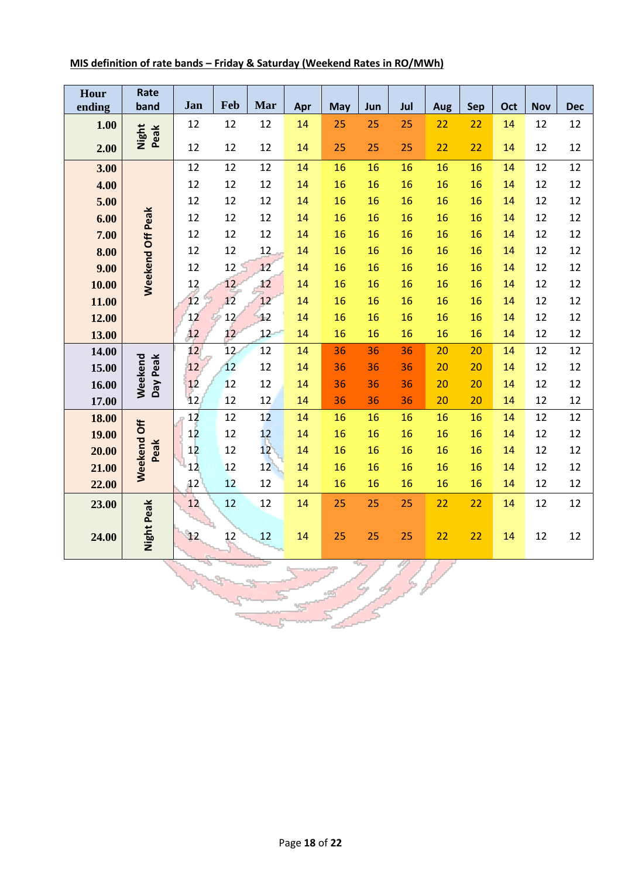**MIS definition of rate bands – Friday & Saturday (Weekend Rates in RO/MWh)**

| Hour ending | Rate band | Jan | Feb | Mar | Apr | May | Jun | Jul | Aug | Sep | Oct | Nov | Dec |
|---|---|---|---|---|---|---|---|---|---|---|---|---|---|
| 1.00 | Night Peak | 12 | 12 | 12 | 14 | 25 | 25 | 25 | 22 | 22 | 14 | 12 | 12 |
| 2.00 | | 12 | 12 | 12 | 14 | 25 | 25 | 25 | 22 | 22 | 14 | 12 | 12 |
| 3.00 | Weekend Off Peak | 12 | 12 | 12 | 14 | 16 | 16 | 16 | 16 | 16 | 14 | 12 | 12 |
| 4.00 | | 12 | 12 | 12 | 14 | 16 | 16 | 16 | 16 | 16 | 14 | 12 | 12 |
| 5.00 | | 12 | 12 | 12 | 14 | 16 | 16 | 16 | 16 | 16 | 14 | 12 | 12 |
| 6.00 | | 12 | 12 | 12 | 14 | 16 | 16 | 16 | 16 | 16 | 14 | 12 | 12 |
| 7.00 | | 12 | 12 | 12 | 14 | 16 | 16 | 16 | 16 | 16 | 14 | 12 | 12 |
| 8.00 | | 12 | 12 | 12 | 14 | 16 | 16 | 16 | 16 | 16 | 14 | 12 | 12 |
| 9.00 | | 12 | 12 | 12 | 14 | 16 | 16 | 16 | 16 | 16 | 14 | 12 | 12 |
| 10.00 | | 12 | 12 | 12 | 14 | 16 | 16 | 16 | 16 | 16 | 14 | 12 | 12 |
| 11.00 | | 12 | 12 | 12 | 14 | 16 | 16 | 16 | 16 | 16 | 14 | 12 | 12 |
| 12.00 | | 12 | 12 | 12 | 14 | 16 | 16 | 16 | 16 | 16 | 14 | 12 | 12 |
| 13.00 | | 12 | 12 | 12 | 14 | 16 | 16 | 16 | 16 | 16 | 14 | 12 | 12 |
| 14.00 | Weekend Day Peak | 12 | 12 | 12 | 14 | 36 | 36 | 36 | 20 | 20 | 14 | 12 | 12 |
| 15.00 | | 12 | 12 | 12 | 14 | 36 | 36 | 36 | 20 | 20 | 14 | 12 | 12 |
| 16.00 | | 12 | 12 | 12 | 14 | 36 | 36 | 36 | 20 | 20 | 14 | 12 | 12 |
| 17.00 | | 12 | 12 | 12 | 14 | 36 | 36 | 36 | 20 | 20 | 14 | 12 | 12 |
| 18.00 | Weekend Off Peak | 12 | 12 | 12 | 14 | 16 | 16 | 16 | 16 | 16 | 14 | 12 | 12 |
| 19.00 | | 12 | 12 | 12 | 14 | 16 | 16 | 16 | 16 | 16 | 14 | 12 | 12 |
| 20.00 | | 12 | 12 | 12 | 14 | 16 | 16 | 16 | 16 | 16 | 14 | 12 | 12 |
| 21.00 | | 12 | 12 | 12 | 14 | 16 | 16 | 16 | 16 | 16 | 14 | 12 | 12 |
| 22.00 | | 12 | 12 | 12 | 14 | 16 | 16 | 16 | 16 | 16 | 14 | 12 | 12 |
| 23.00 | Night Peak | 12 | 12 | 12 | 14 | 25 | 25 | 25 | 22 | 22 | 14 | 12 | 12 |
| 24.00 | | 12 | 12 | 12 | 14 | 25 | 25 | 25 | 22 | 22 | 14 | 12 | 12 |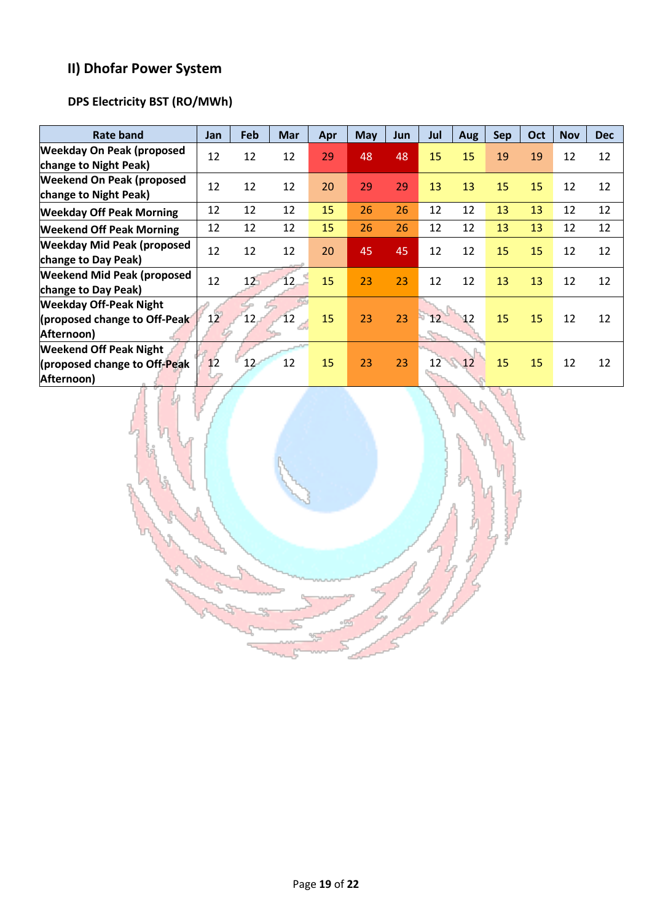## II) Dhofar Power System

### DPS Electricity BST (RO/MWh)

| Rate band | Jan | Feb | Mar | Apr | May | Jun | Jul | Aug | Sep | Oct | Nov | Dec |
|---|---|---|---|---|---|---|---|---|---|---|---|---|
| Weekday On Peak (proposed change to Night Peak) | 12 | 12 | 12 | 29 | 48 | 48 | 15 | 15 | 19 | 19 | 12 | 12 |
| Weekend On Peak (proposed change to Night Peak) | 12 | 12 | 12 | 20 | 29 | 29 | 13 | 13 | 15 | 15 | 12 | 12 |
| Weekday Off Peak Morning | 12 | 12 | 12 | 15 | 26 | 26 | 12 | 12 | 13 | 13 | 12 | 12 |
| Weekend Off Peak Morning | 12 | 12 | 12 | 15 | 26 | 26 | 12 | 12 | 13 | 13 | 12 | 12 |
| Weekday Mid Peak (proposed change to Day Peak) | 12 | 12 | 12 | 20 | 45 | 45 | 12 | 12 | 15 | 15 | 12 | 12 |
| Weekend Mid Peak (proposed change to Day Peak) | 12 | 12 | 12 | 15 | 23 | 23 | 12 | 12 | 13 | 13 | 12 | 12 |
| Weekday Off-Peak Night (proposed change to Off-Peak Afternoon) | 12 | 12 | 12 | 15 | 23 | 23 | 12 | 12 | 15 | 15 | 12 | 12 |
| Weekend Off Peak Night (proposed change to Off-Peak Afternoon) | 12 | 12 | 12 | 15 | 23 | 23 | 12 | 12 | 15 | 15 | 12 | 12 |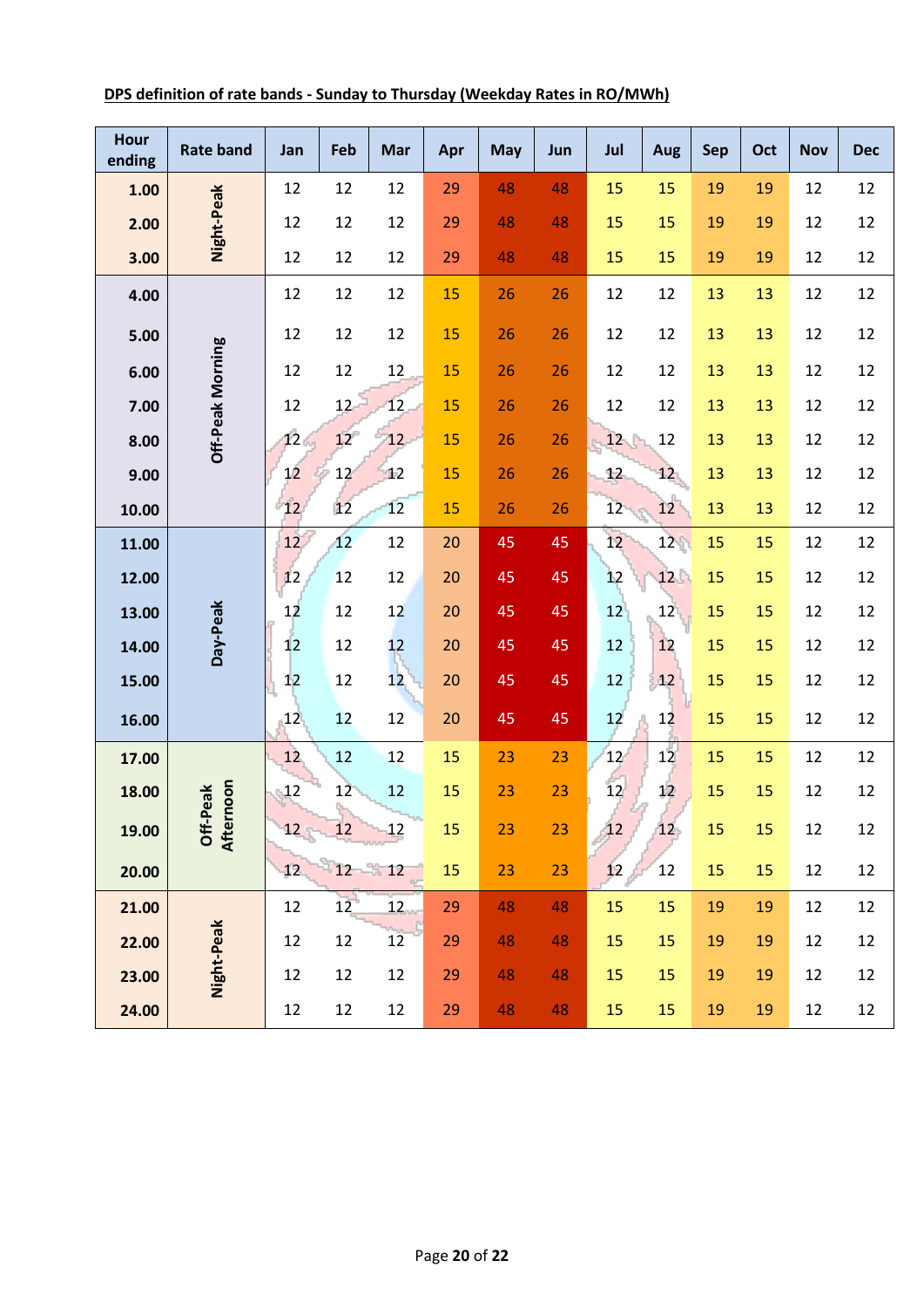**DPS definition of rate bands - Sunday to Thursday (Weekday Rates in RO/MWh)**

| Hour ending | Rate band | Jan | Feb | Mar | Apr | May | Jun | Jul | Aug | Sep | Oct | Nov | Dec |
|---|---|---|---|---|---|---|---|---|---|---|---|---|---|
| 1.00 | Night-Peak | 12 | 12 | 12 | 29 | 48 | 48 | 15 | 15 | 19 | 19 | 12 | 12 |
| 2.00 | | 12 | 12 | 12 | 29 | 48 | 48 | 15 | 15 | 19 | 19 | 12 | 12 |
| 3.00 | | 12 | 12 | 12 | 29 | 48 | 48 | 15 | 15 | 19 | 19 | 12 | 12 |
| 4.00 | Off-Peak Morning | 12 | 12 | 12 | 15 | 26 | 26 | 12 | 12 | 13 | 13 | 12 | 12 |
| 5.00 | | 12 | 12 | 12 | 15 | 26 | 26 | 12 | 12 | 13 | 13 | 12 | 12 |
| 6.00 | | 12 | 12 | 12 | 15 | 26 | 26 | 12 | 12 | 13 | 13 | 12 | 12 |
| 7.00 | | 12 | 12 | 12 | 15 | 26 | 26 | 12 | 12 | 13 | 13 | 12 | 12 |
| 8.00 | | 12 | 12 | 12 | 15 | 26 | 26 | 12 | 12 | 13 | 13 | 12 | 12 |
| 9.00 | | 12 | 12 | 12 | 15 | 26 | 26 | 12 | 12 | 13 | 13 | 12 | 12 |
| 10.00 | | 12 | 12 | 12 | 15 | 26 | 26 | 12 | 12 | 13 | 13 | 12 | 12 |
| 11.00 | Day-Peak | 12 | 12 | 12 | 20 | 45 | 45 | 12 | 12 | 15 | 15 | 12 | 12 |
| 12.00 | | 12 | 12 | 12 | 20 | 45 | 45 | 12 | 12 | 15 | 15 | 12 | 12 |
| 13.00 | | 12 | 12 | 12 | 20 | 45 | 45 | 12 | 12 | 15 | 15 | 12 | 12 |
| 14.00 | | 12 | 12 | 12 | 20 | 45 | 45 | 12 | 12 | 15 | 15 | 12 | 12 |
| 15.00 | | 12 | 12 | 12 | 20 | 45 | 45 | 12 | 12 | 15 | 15 | 12 | 12 |
| 16.00 | | 12 | 12 | 12 | 20 | 45 | 45 | 12 | 12 | 15 | 15 | 12 | 12 |
| 17.00 | Off-Peak Afternoon | 12 | 12 | 12 | 15 | 23 | 23 | 12 | 12 | 15 | 15 | 12 | 12 |
| 18.00 | | 12 | 12 | 12 | 15 | 23 | 23 | 12 | 12 | 15 | 15 | 12 | 12 |
| 19.00 | | 12 | 12 | 12 | 15 | 23 | 23 | 12 | 12 | 15 | 15 | 12 | 12 |
| 20.00 | | 12 | 12 | 12 | 15 | 23 | 23 | 12 | 12 | 15 | 15 | 12 | 12 |
| 21.00 | Night-Peak | 12 | 12 | 12 | 29 | 48 | 48 | 15 | 15 | 19 | 19 | 12 | 12 |
| 22.00 | | 12 | 12 | 12 | 29 | 48 | 48 | 15 | 15 | 19 | 19 | 12 | 12 |
| 23.00 | | 12 | 12 | 12 | 29 | 48 | 48 | 15 | 15 | 19 | 19 | 12 | 12 |
| 24.00 | | 12 | 12 | 12 | 29 | 48 | 48 | 15 | 15 | 19 | 19 | 12 | 12 |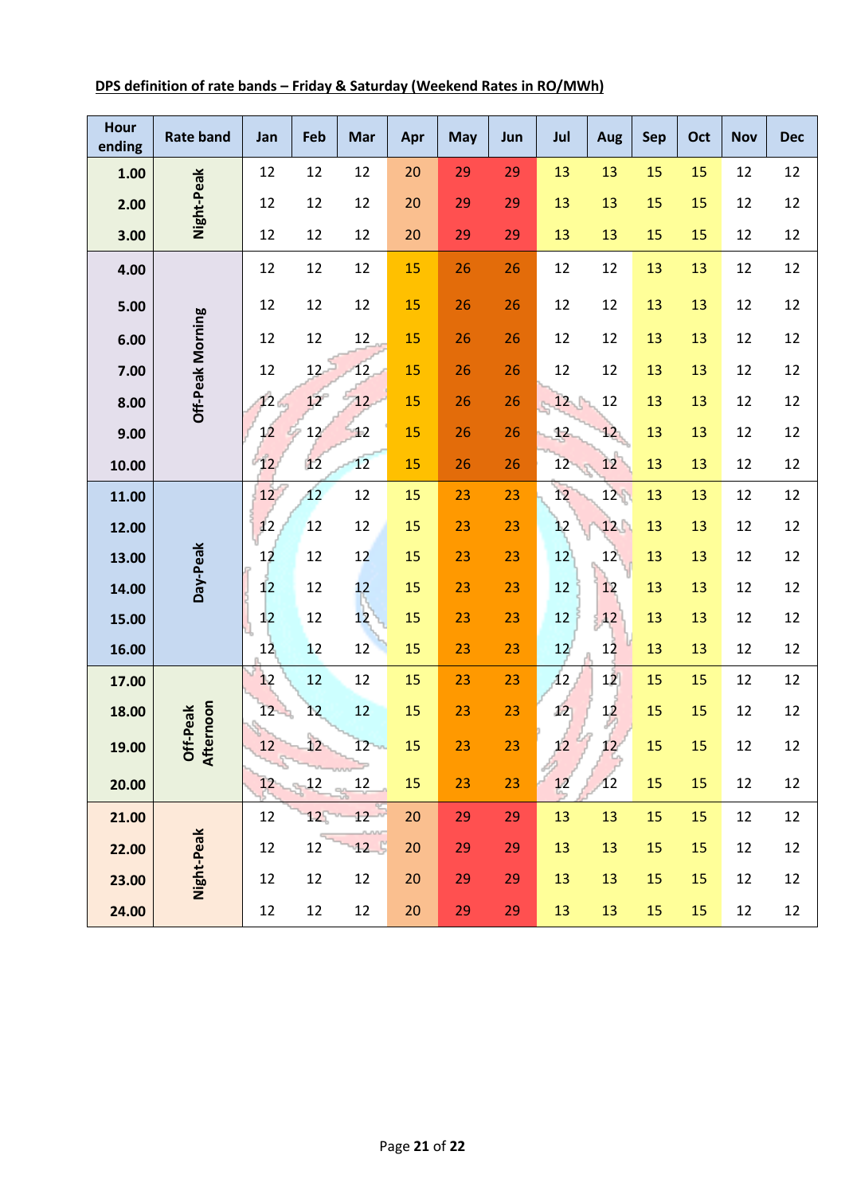**DPS definition of rate bands – Friday & Saturday (Weekend Rates in RO/MWh)**

| Hour ending | Rate band | Jan | Feb | Mar | Apr | May | Jun | Jul | Aug | Sep | Oct | Nov | Dec |
|---|---|---|---|---|---|---|---|---|---|---|---|---|---|
| 1.00 | Night-Peak | 12 | 12 | 12 | 20 | 29 | 29 | 13 | 13 | 15 | 15 | 12 | 12 |
| 2.00 | | 12 | 12 | 12 | 20 | 29 | 29 | 13 | 13 | 15 | 15 | 12 | 12 |
| 3.00 | | 12 | 12 | 12 | 20 | 29 | 29 | 13 | 13 | 15 | 15 | 12 | 12 |
| 4.00 | Off-Peak Morning | 12 | 12 | 12 | 15 | 26 | 26 | 12 | 12 | 13 | 13 | 12 | 12 |
| 5.00 | | 12 | 12 | 12 | 15 | 26 | 26 | 12 | 12 | 13 | 13 | 12 | 12 |
| 6.00 | | 12 | 12 | 12 | 15 | 26 | 26 | 12 | 12 | 13 | 13 | 12 | 12 |
| 7.00 | | 12 | 12 | 12 | 15 | 26 | 26 | 12 | 12 | 13 | 13 | 12 | 12 |
| 8.00 | | 12 | 12 | 12 | 15 | 26 | 26 | 12 | 12 | 13 | 13 | 12 | 12 |
| 9.00 | | 12 | 12 | 12 | 15 | 26 | 26 | 12 | 12 | 13 | 13 | 12 | 12 |
| 10.00 | | 12 | 12 | 12 | 15 | 26 | 26 | 12 | 12 | 13 | 13 | 12 | 12 |
| 11.00 | Day-Peak | 12 | 12 | 12 | 15 | 23 | 23 | 12 | 12 | 13 | 13 | 12 | 12 |
| 12.00 | | 12 | 12 | 12 | 15 | 23 | 23 | 12 | 12 | 13 | 13 | 12 | 12 |
| 13.00 | | 12 | 12 | 12 | 15 | 23 | 23 | 12 | 12 | 13 | 13 | 12 | 12 |
| 14.00 | | 12 | 12 | 12 | 15 | 23 | 23 | 12 | 12 | 13 | 13 | 12 | 12 |
| 15.00 | | 12 | 12 | 12 | 15 | 23 | 23 | 12 | 12 | 13 | 13 | 12 | 12 |
| 16.00 | | 12 | 12 | 12 | 15 | 23 | 23 | 12 | 12 | 13 | 13 | 12 | 12 |
| 17.00 | Off-Peak Afternoon | 12 | 12 | 12 | 15 | 23 | 23 | 12 | 12 | 15 | 15 | 12 | 12 |
| 18.00 | | 12 | 12 | 12 | 15 | 23 | 23 | 12 | 12 | 15 | 15 | 12 | 12 |
| 19.00 | | 12 | 12 | 12 | 15 | 23 | 23 | 12 | 12 | 15 | 15 | 12 | 12 |
| 20.00 | | 12 | 12 | 12 | 15 | 23 | 23 | 12 | 12 | 15 | 15 | 12 | 12 |
| 21.00 | Night-Peak | 12 | 12 | 12 | 20 | 29 | 29 | 13 | 13 | 15 | 15 | 12 | 12 |
| 22.00 | | 12 | 12 | 12 | 20 | 29 | 29 | 13 | 13 | 15 | 15 | 12 | 12 |
| 23.00 | | 12 | 12 | 12 | 20 | 29 | 29 | 13 | 13 | 15 | 15 | 12 | 12 |
| 24.00 | | 12 | 12 | 12 | 20 | 29 | 29 | 13 | 13 | 15 | 15 | 12 | 12 |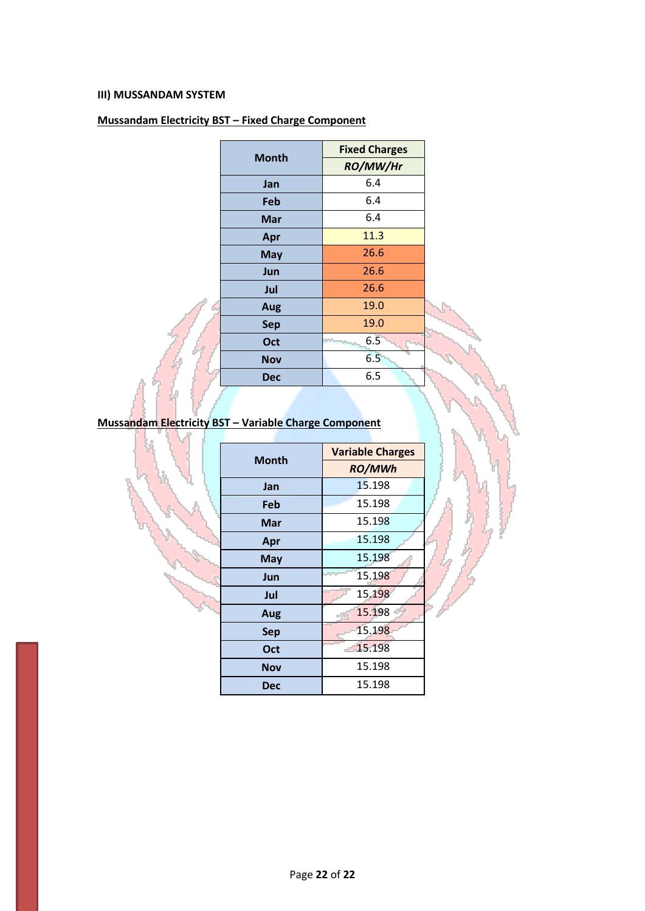### III) MUSSANDAM SYSTEM

**Mussandam Electricity BST – Fixed Charge Component**

| Month | Fixed Charges |
|---|---|
| | *RO/MW/Hr* |
| Jan | 6.4 |
| Feb | 6.4 |
| Mar | 6.4 |
| Apr | 11.3 |
| May | 26.6 |
| Jun | 26.6 |
| Jul | 26.6 |
| Aug | 19.0 |
| Sep | 19.0 |
| Oct | 6.5 |
| Nov | 6.5 |
| Dec | 6.5 |

**Mussandam Electricity BST – Variable Charge Component**

| Month | Variable Charges |
|---|---|
| | *RO/MWh* |
| Jan | 15.198 |
| Feb | 15.198 |
| Mar | 15.198 |
| Apr | 15.198 |
| May | 15.198 |
| Jun | 15.198 |
| Jul | 15.198 |
| Aug | 15.198 |
| Sep | 15.198 |
| Oct | 15.198 |
| Nov | 15.198 |
| Dec | 15.198 |